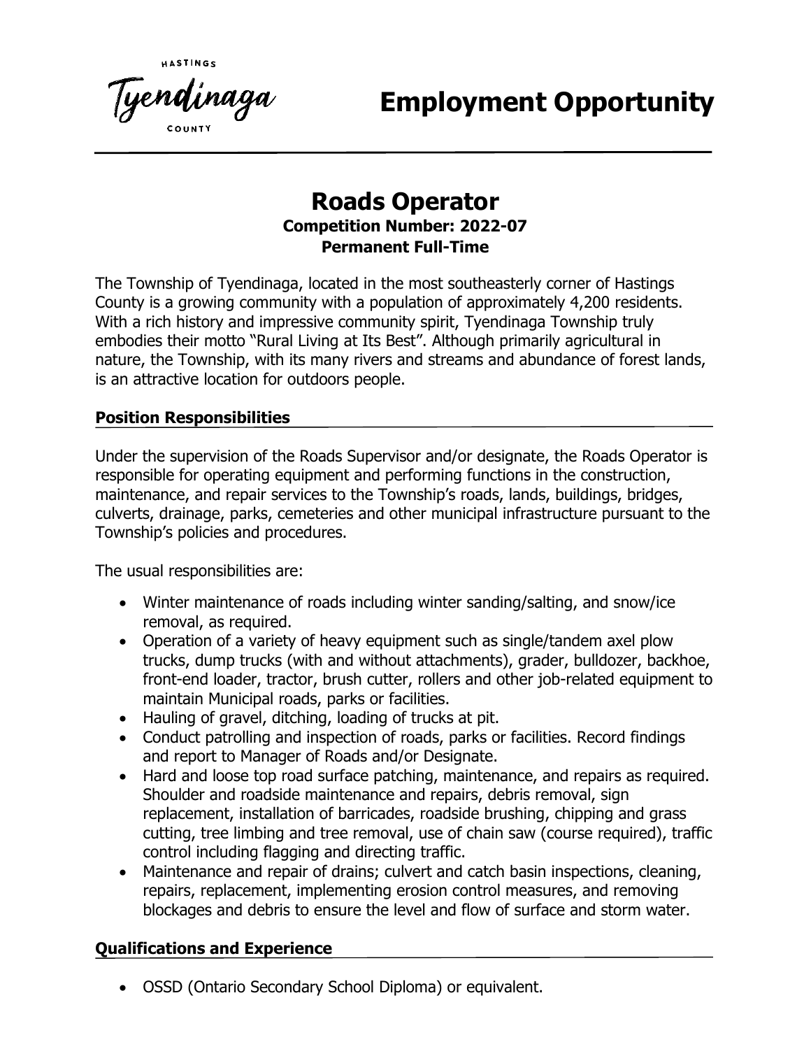HASTINGS

Tyendinaga

COUNTY

# Employment Opportunity

## Roads Operator

**Competition Number: 2022-07**

**Permanent Full-Time**

The Township of Tyendinaga, located in the most southeasterly corner of Hastings County is a growing community with a population of approximately 4,200 residents. With a rich history and impressive community spirit, Tyendinaga Township truly embodies their motto "Rural Living at Its Best". Although primarily agricultural in nature, the Township, with its many rivers and streams and abundance of forest lands, is an attractive location for outdoors people.

### Position Responsibilities

Under the supervision of the Roads Supervisor and/or designate, the Roads Operator is responsible for operating equipment and performing functions in the construction, maintenance, and repair services to the Township's roads, lands, buildings, bridges, culverts, drainage, parks, cemeteries and other municipal infrastructure pursuant to the Township's policies and procedures.

The usual responsibilities are:

- Winter maintenance of roads including winter sanding/salting, and snow/ice removal, as required.
- Operation of a variety of heavy equipment such as single/tandem axel plow trucks, dump trucks (with and without attachments), grader, bulldozer, backhoe, front-end loader, tractor, brush cutter, rollers and other job-related equipment to maintain Municipal roads, parks or facilities.
- Hauling of gravel, ditching, loading of trucks at pit.
- Conduct patrolling and inspection of roads, parks or facilities. Record findings and report to Manager of Roads and/or Designate.
- Hard and loose top road surface patching, maintenance, and repairs as required. Shoulder and roadside maintenance and repairs, debris removal, sign replacement, installation of barricades, roadside brushing, chipping and grass cutting, tree limbing and tree removal, use of chain saw (course required), traffic control including flagging and directing traffic.
- Maintenance and repair of drains; culvert and catch basin inspections, cleaning, repairs, replacement, implementing erosion control measures, and removing blockages and debris to ensure the level and flow of surface and storm water.

### Qualifications and Experience

- OSSD (Ontario Secondary School Diploma) or equivalent.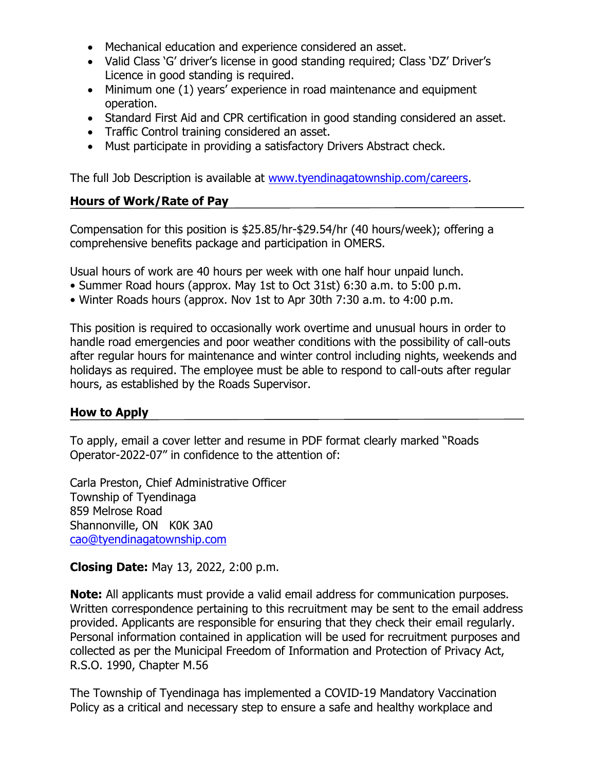- Mechanical education and experience considered an asset.
- Valid Class 'G' driver's license in good standing required; Class 'DZ' Driver's Licence in good standing is required.
- Minimum one (1) years' experience in road maintenance and equipment operation.
- Standard First Aid and CPR certification in good standing considered an asset.
- Traffic Control training considered an asset.
- Must participate in providing a satisfactory Drivers Abstract check.

The full Job Description is available at www.tyendinagatownship.com/careers.

## Hours of Work/Rate of Pay

Compensation for this position is $25.85/hr-$29.54/hr (40 hours/week); offering a comprehensive benefits package and participation in OMERS.

Usual hours of work are 40 hours per week with one half hour unpaid lunch.
- Summer Road hours (approx. May 1st to Oct 31st) 6:30 a.m. to 5:00 p.m.
- Winter Roads hours (approx. Nov 1st to Apr 30th 7:30 a.m. to 4:00 p.m.

This position is required to occasionally work overtime and unusual hours in order to handle road emergencies and poor weather conditions with the possibility of call-outs after regular hours for maintenance and winter control including nights, weekends and holidays as required. The employee must be able to respond to call-outs after regular hours, as established by the Roads Supervisor.

## How to Apply

To apply, email a cover letter and resume in PDF format clearly marked "Roads Operator-2022-07" in confidence to the attention of:

Carla Preston, Chief Administrative Officer
Township of Tyendinaga
859 Melrose Road
Shannonville, ON K0K 3A0
cao@tyendinagatownship.com

**Closing Date:** May 13, 2022, 2:00 p.m.

**Note:** All applicants must provide a valid email address for communication purposes. Written correspondence pertaining to this recruitment may be sent to the email address provided. Applicants are responsible for ensuring that they check their email regularly. Personal information contained in application will be used for recruitment purposes and collected as per the Municipal Freedom of Information and Protection of Privacy Act, R.S.O. 1990, Chapter M.56

The Township of Tyendinaga has implemented a COVID-19 Mandatory Vaccination Policy as a critical and necessary step to ensure a safe and healthy workplace and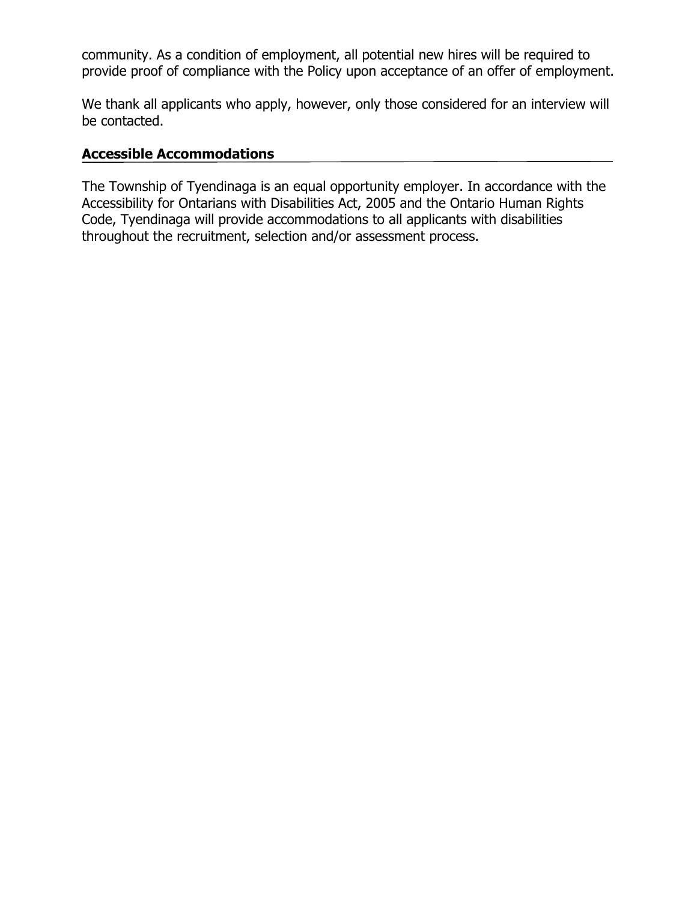community. As a condition of employment, all potential new hires will be required to provide proof of compliance with the Policy upon acceptance of an offer of employment.

We thank all applicants who apply, however, only those considered for an interview will be contacted.

## Accessible Accommodations

The Township of Tyendinaga is an equal opportunity employer. In accordance with the Accessibility for Ontarians with Disabilities Act, 2005 and the Ontario Human Rights Code, Tyendinaga will provide accommodations to all applicants with disabilities throughout the recruitment, selection and/or assessment process.